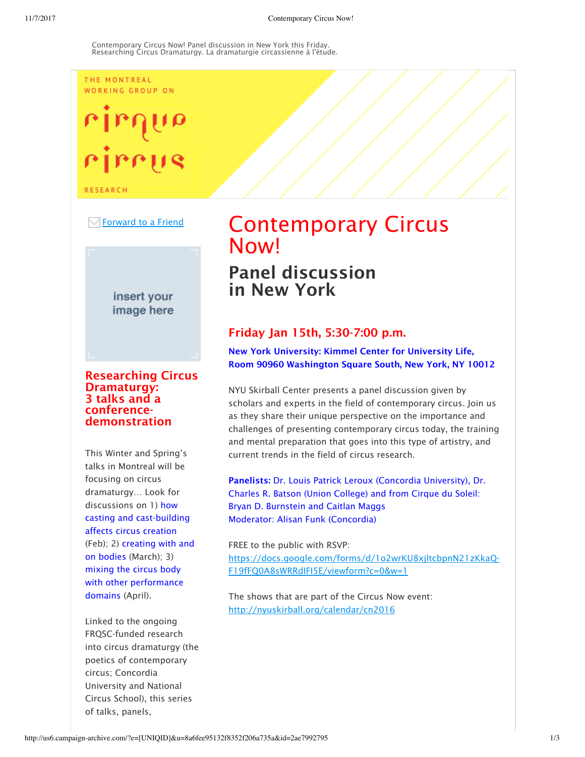Contemporary Circus Now! Panel discussion in New York this Friday. Researching Circus Dramaturgy. La dramaturgie circassienne à l'étude.

THE MONTREAL WORKING GROUP ON

cirque circus

RESEARCH

Forward to a Friend

insert your image here

# Contemporary Circus Now!

## Panel discussion in New York

### Friday Jan 15th, 5:30-7:00 p.m.

**New York University: Kimmel Center for University Life, Room 90960 Washington Square South, New York, NY 10012**

NYU Skirball Center presents a panel discussion given by scholars and experts in the field of contemporary circus. Join us as they share their unique perspective on the importance and challenges of presenting contemporary circus today, the training and mental preparation that goes into this type of artistry, and current trends in the field of circus research.

**Panelists:** Dr. Louis Patrick Leroux (Concordia University), Dr. Charles R. Batson (Union College) and from Cirque du Soleil: Bryan D. Burnstein and Caitlan Maggs
Moderator: Alisan Funk (Concordia)

FREE to the public with RSVP:
https://docs.google.com/forms/d/1o2wrKU8xjltcbpnN21zKkaQ-F19fFQ0A8sWRRdIFI5E/viewform?c=0&w=1

The shows that are part of the Circus Now event:
http://nyuskirball.org/calendar/cn2016

## Researching Circus Dramaturgy: 3 talks and a conference-demonstration

This Winter and Spring's talks in Montreal will be focusing on circus dramaturgy... Look for discussions on 1) how casting and cast-building affects circus creation (Feb); 2) creating with and on bodies (March); 3) mixing the circus body with other performance domains (April).

Linked to the ongoing FRQSC-funded research into circus dramaturgy (the poetics of contemporary circus; Concordia University and National Circus School), this series of talks, panels,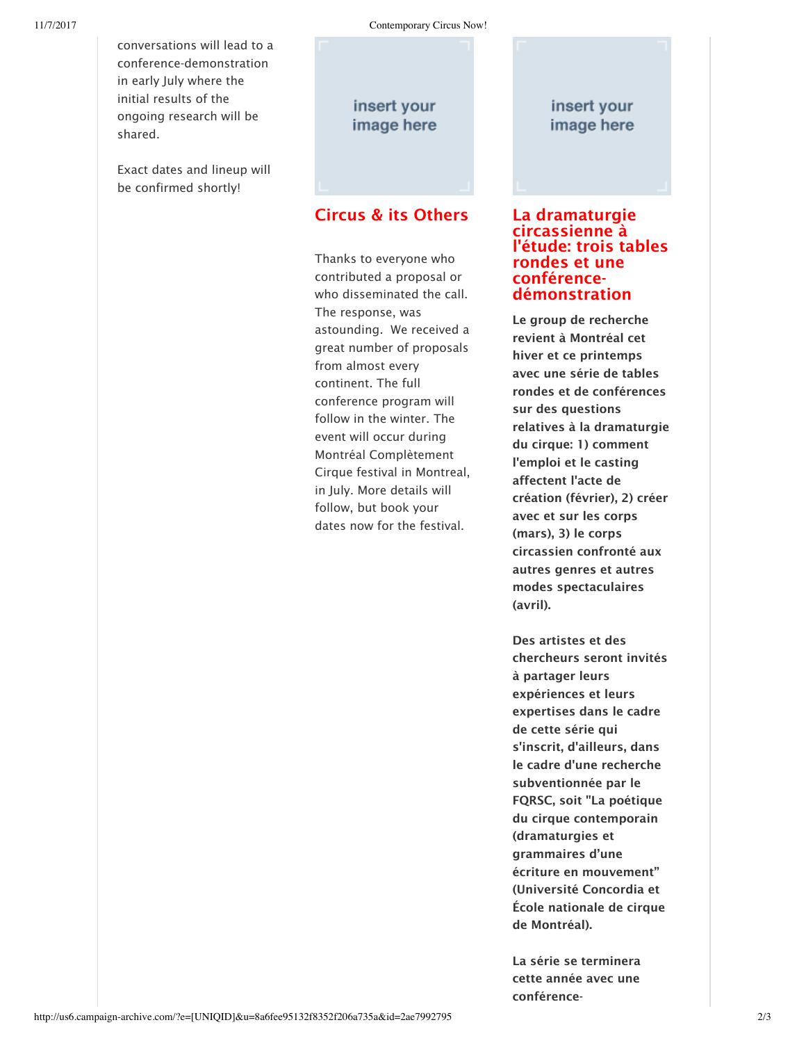conversations will lead to a conference-demonstration in early July where the initial results of the ongoing research will be shared.

Exact dates and lineup will be confirmed shortly!

## Circus & its Others

Thanks to everyone who contributed a proposal or who disseminated the call. The response, was astounding.  We received a great number of proposals from almost every continent. The full conference program will follow in the winter. The event will occur during Montréal Complètement Cirque festival in Montreal, in July. More details will follow, but book your dates now for the festival.

## La dramaturgie circassienne à l'étude: trois tables rondes et une conférence-démonstration

**Le group de recherche revient à Montréal cet hiver et ce printemps avec une série de tables rondes et de conférences sur des questions relatives à la dramaturgie du cirque: 1) comment l'emploi et le casting affectent l'acte de création (février), 2) créer avec et sur les corps (mars), 3) le corps circassien confronté aux autres genres et autres modes spectaculaires (avril).**

**Des artistes et des chercheurs seront invités à partager leurs expériences et leurs expertises dans le cadre de cette série qui s'inscrit, d'ailleurs, dans le cadre d'une recherche subventionnée par le FQRSC, soit "La poétique du cirque contemporain (dramaturgies et grammaires d'une écriture en mouvement" (Université Concordia et École nationale de cirque de Montréal).**

**La série se terminera cette année avec une conférence-**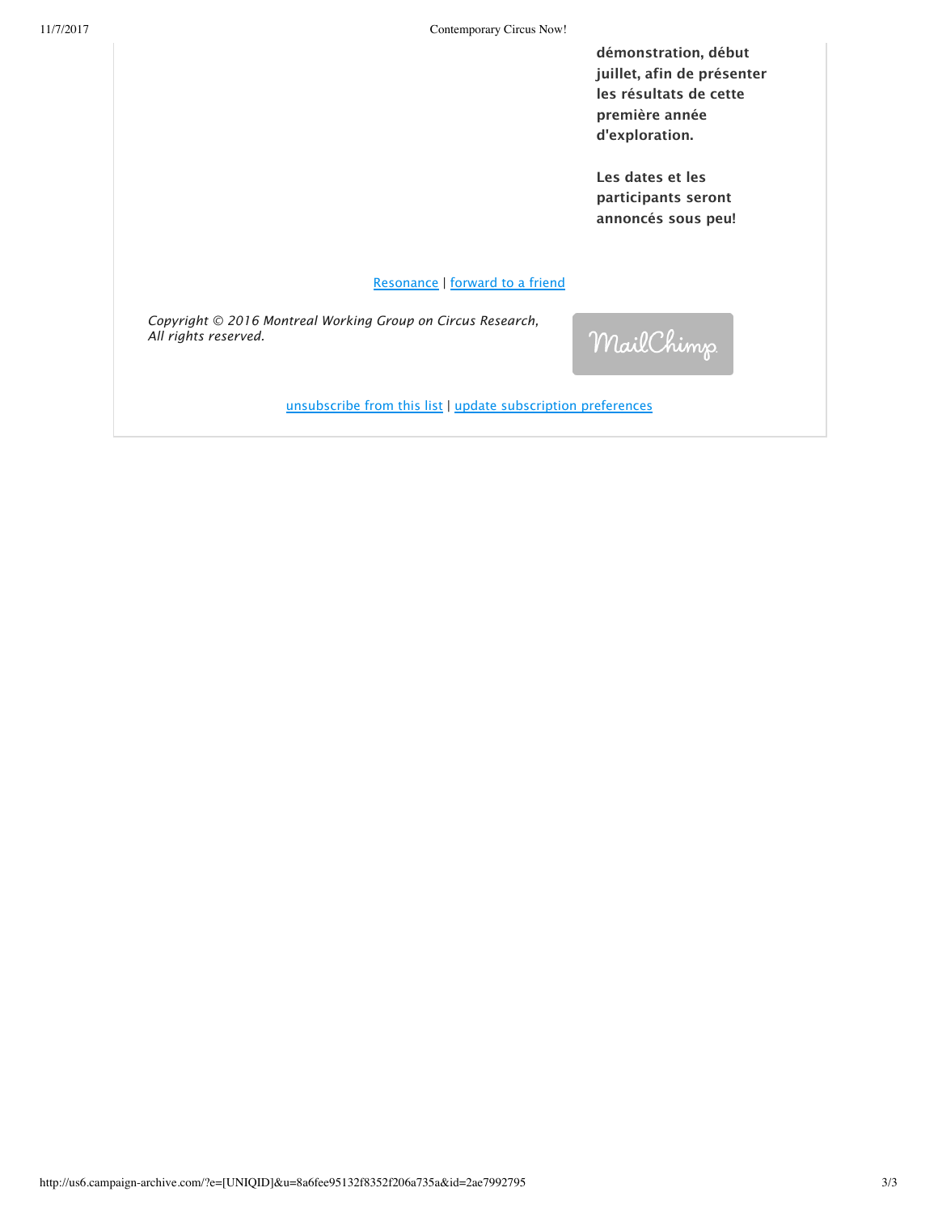**démonstration, début juillet, afin de présenter les résultats de cette première année d'exploration.**

**Les dates et les participants seront annoncés sous peu!**

Resonance | forward to a friend

*Copyright © 2016 Montreal Working Group on Circus Research, All rights reserved.*

unsubscribe from this list | update subscription preferences